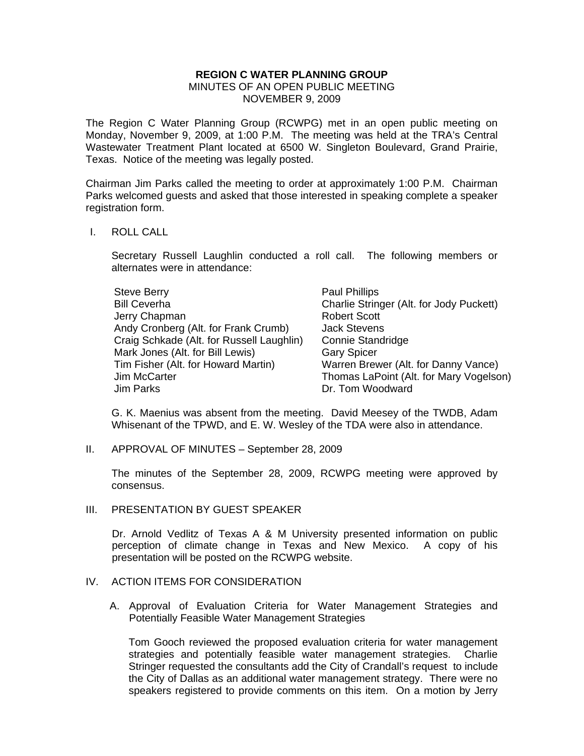# REGION C WATER PLANNING GROUP

MINUTES OF AN OPEN PUBLIC MEETING

NOVEMBER 9, 2009

The Region C Water Planning Group (RCWPG) met in an open public meeting on Monday, November 9, 2009, at 1:00 P.M. The meeting was held at the TRA's Central Wastewater Treatment Plant located at 6500 W. Singleton Boulevard, Grand Prairie, Texas. Notice of the meeting was legally posted.

Chairman Jim Parks called the meeting to order at approximately 1:00 P.M. Chairman Parks welcomed guests and asked that those interested in speaking complete a speaker registration form.

I. ROLL CALL

Secretary Russell Laughlin conducted a roll call. The following members or alternates were in attendance:

| | |
|---|---|
| Steve Berry | Paul Phillips |
| Bill Ceverha | Charlie Stringer (Alt. for Jody Puckett) |
| Jerry Chapman | Robert Scott |
| Andy Cronberg (Alt. for Frank Crumb) | Jack Stevens |
| Craig Schkade (Alt. for Russell Laughlin) | Connie Standridge |
| Mark Jones (Alt. for Bill Lewis) | Gary Spicer |
| Tim Fisher (Alt. for Howard Martin) | Warren Brewer (Alt. for Danny Vance) |
| Jim McCarter | Thomas LaPoint (Alt. for Mary Vogelson) |
| Jim Parks | Dr. Tom Woodward |

G. K. Maenius was absent from the meeting. David Meesey of the TWDB, Adam Whisenant of the TPWD, and E. W. Wesley of the TDA were also in attendance.

II. APPROVAL OF MINUTES – September 28, 2009

The minutes of the September 28, 2009, RCWPG meeting were approved by consensus.

III. PRESENTATION BY GUEST SPEAKER

Dr. Arnold Vedlitz of Texas A & M University presented information on public perception of climate change in Texas and New Mexico. A copy of his presentation will be posted on the RCWPG website.

IV. ACTION ITEMS FOR CONSIDERATION

A. Approval of Evaluation Criteria for Water Management Strategies and Potentially Feasible Water Management Strategies

Tom Gooch reviewed the proposed evaluation criteria for water management strategies and potentially feasible water management strategies. Charlie Stringer requested the consultants add the City of Crandall's request to include the City of Dallas as an additional water management strategy. There were no speakers registered to provide comments on this item. On a motion by Jerry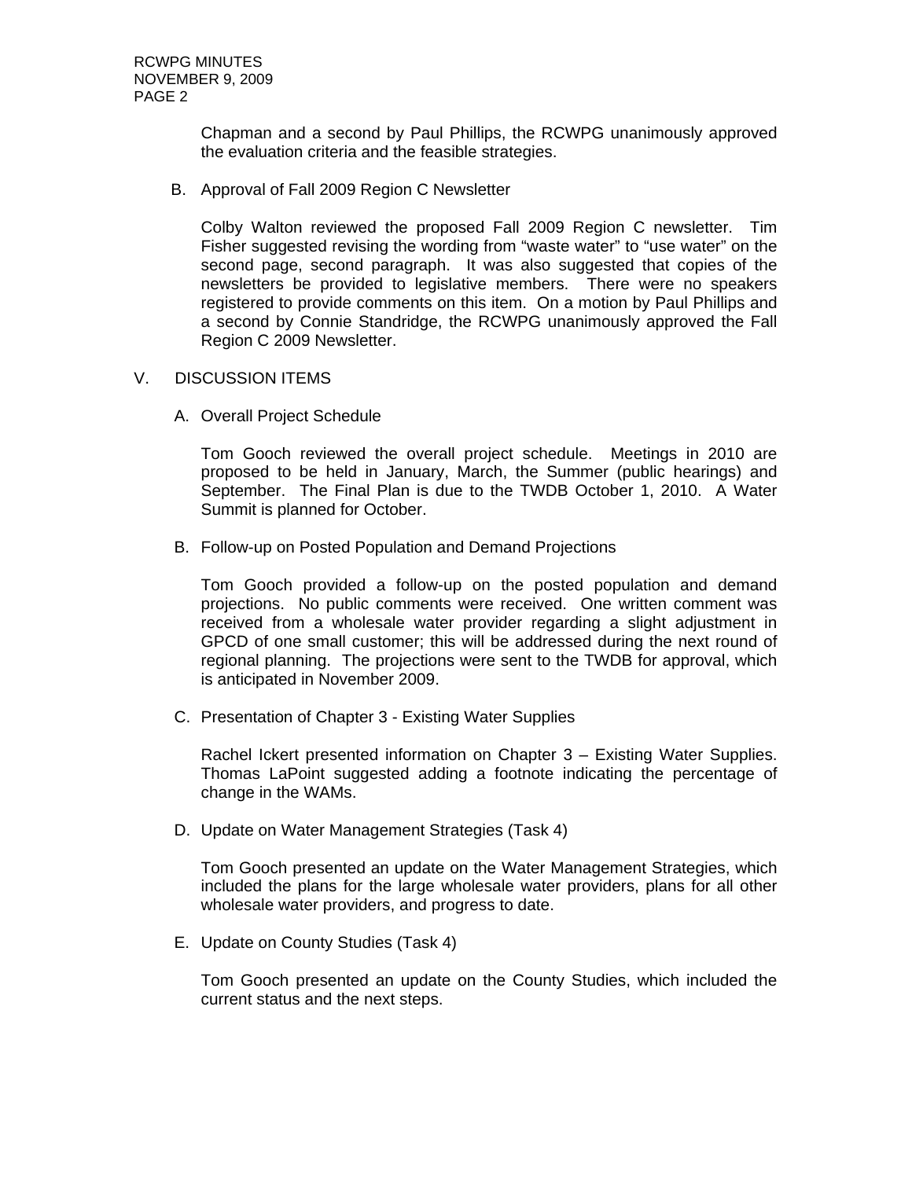Chapman and a second by Paul Phillips, the RCWPG unanimously approved the evaluation criteria and the feasible strategies.

B. Approval of Fall 2009 Region C Newsletter

Colby Walton reviewed the proposed Fall 2009 Region C newsletter. Tim Fisher suggested revising the wording from “waste water” to “use water” on the second page, second paragraph. It was also suggested that copies of the newsletters be provided to legislative members. There were no speakers registered to provide comments on this item. On a motion by Paul Phillips and a second by Connie Standridge, the RCWPG unanimously approved the Fall Region C 2009 Newsletter.

## V. DISCUSSION ITEMS

A. Overall Project Schedule

Tom Gooch reviewed the overall project schedule. Meetings in 2010 are proposed to be held in January, March, the Summer (public hearings) and September. The Final Plan is due to the TWDB October 1, 2010. A Water Summit is planned for October.

B. Follow-up on Posted Population and Demand Projections

Tom Gooch provided a follow-up on the posted population and demand projections. No public comments were received. One written comment was received from a wholesale water provider regarding a slight adjustment in GPCD of one small customer; this will be addressed during the next round of regional planning. The projections were sent to the TWDB for approval, which is anticipated in November 2009.

C. Presentation of Chapter 3 - Existing Water Supplies

Rachel Ickert presented information on Chapter 3 – Existing Water Supplies. Thomas LaPoint suggested adding a footnote indicating the percentage of change in the WAMs.

D. Update on Water Management Strategies (Task 4)

Tom Gooch presented an update on the Water Management Strategies, which included the plans for the large wholesale water providers, plans for all other wholesale water providers, and progress to date.

E. Update on County Studies (Task 4)

Tom Gooch presented an update on the County Studies, which included the current status and the next steps.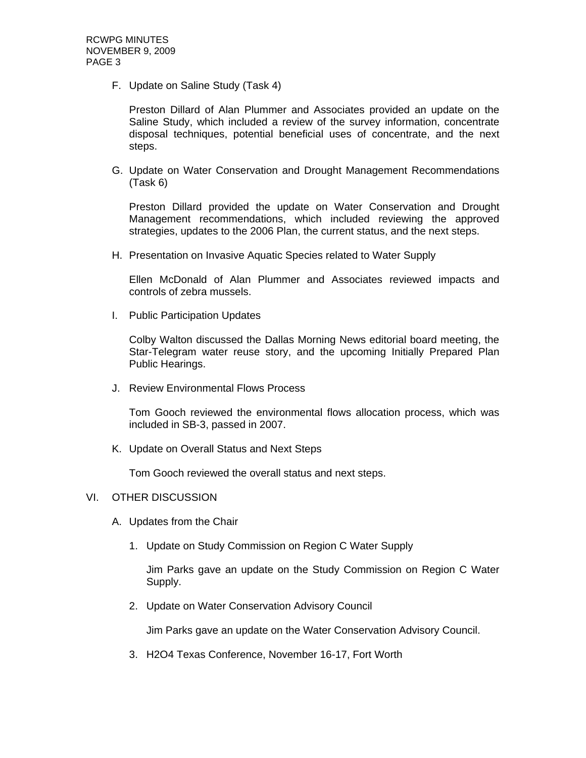F. Update on Saline Study (Task 4)

   Preston Dillard of Alan Plummer and Associates provided an update on the Saline Study, which included a review of the survey information, concentrate disposal techniques, potential beneficial uses of concentrate, and the next steps.

G. Update on Water Conservation and Drought Management Recommendations (Task 6)

   Preston Dillard provided the update on Water Conservation and Drought Management recommendations, which included reviewing the approved strategies, updates to the 2006 Plan, the current status, and the next steps.

H. Presentation on Invasive Aquatic Species related to Water Supply

   Ellen McDonald of Alan Plummer and Associates reviewed impacts and controls of zebra mussels.

I. Public Participation Updates

   Colby Walton discussed the Dallas Morning News editorial board meeting, the Star-Telegram water reuse story, and the upcoming Initially Prepared Plan Public Hearings.

J. Review Environmental Flows Process

   Tom Gooch reviewed the environmental flows allocation process, which was included in SB-3, passed in 2007.

K. Update on Overall Status and Next Steps

   Tom Gooch reviewed the overall status and next steps.

VI. OTHER DISCUSSION

A. Updates from the Chair

   1. Update on Study Commission on Region C Water Supply

      Jim Parks gave an update on the Study Commission on Region C Water Supply.

   2. Update on Water Conservation Advisory Council

      Jim Parks gave an update on the Water Conservation Advisory Council.

   3. H2O4 Texas Conference, November 16-17, Fort Worth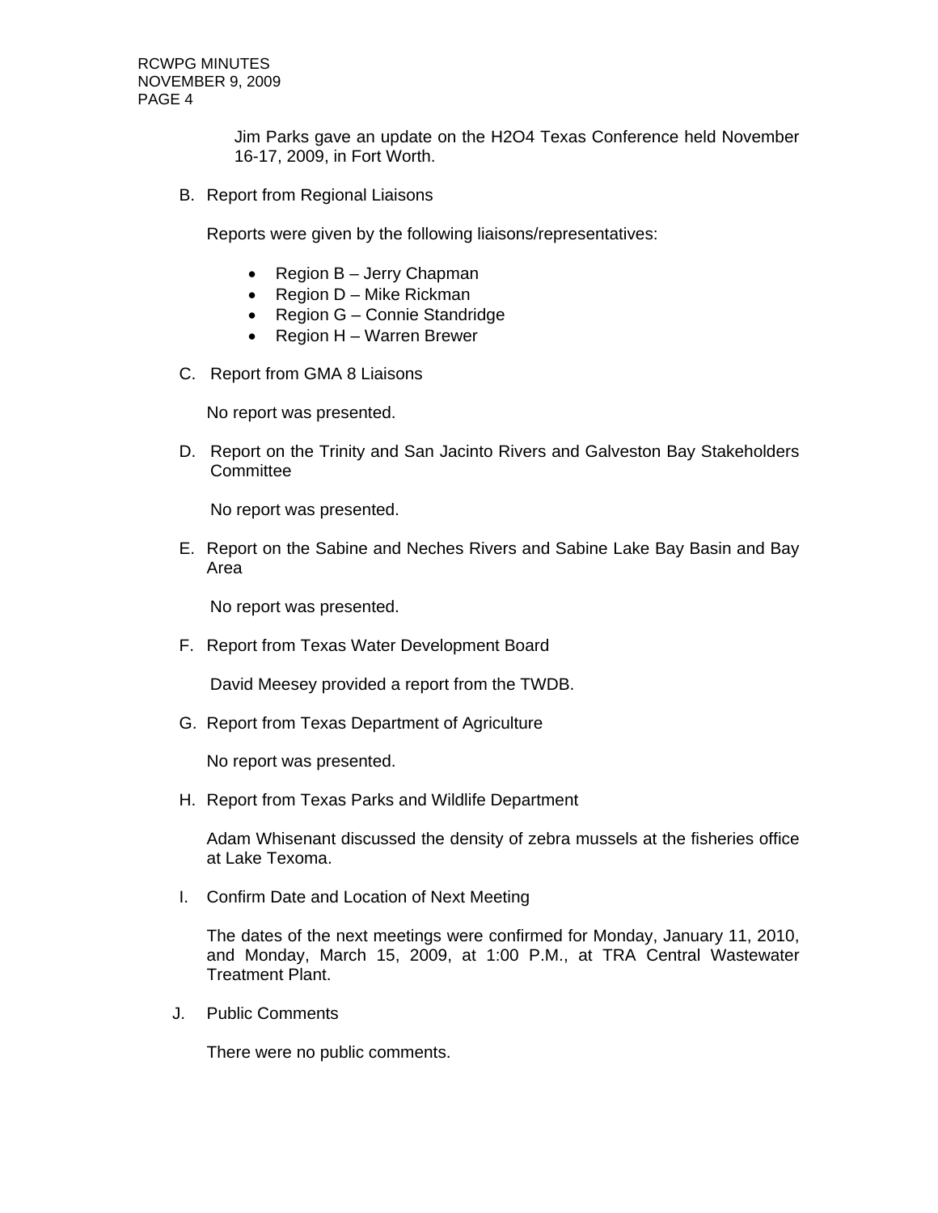Jim Parks gave an update on the H2O4 Texas Conference held November 16-17, 2009, in Fort Worth.

B. Report from Regional Liaisons

Reports were given by the following liaisons/representatives:

- Region B – Jerry Chapman
- Region D – Mike Rickman
- Region G – Connie Standridge
- Region H – Warren Brewer

C. Report from GMA 8 Liaisons

No report was presented.

D. Report on the Trinity and San Jacinto Rivers and Galveston Bay Stakeholders Committee

No report was presented.

E. Report on the Sabine and Neches Rivers and Sabine Lake Bay Basin and Bay Area

No report was presented.

F. Report from Texas Water Development Board

David Meesey provided a report from the TWDB.

G. Report from Texas Department of Agriculture

No report was presented.

H. Report from Texas Parks and Wildlife Department

Adam Whisenant discussed the density of zebra mussels at the fisheries office at Lake Texoma.

I. Confirm Date and Location of Next Meeting

The dates of the next meetings were confirmed for Monday, January 11, 2010, and Monday, March 15, 2009, at 1:00 P.M., at TRA Central Wastewater Treatment Plant.

J. Public Comments

There were no public comments.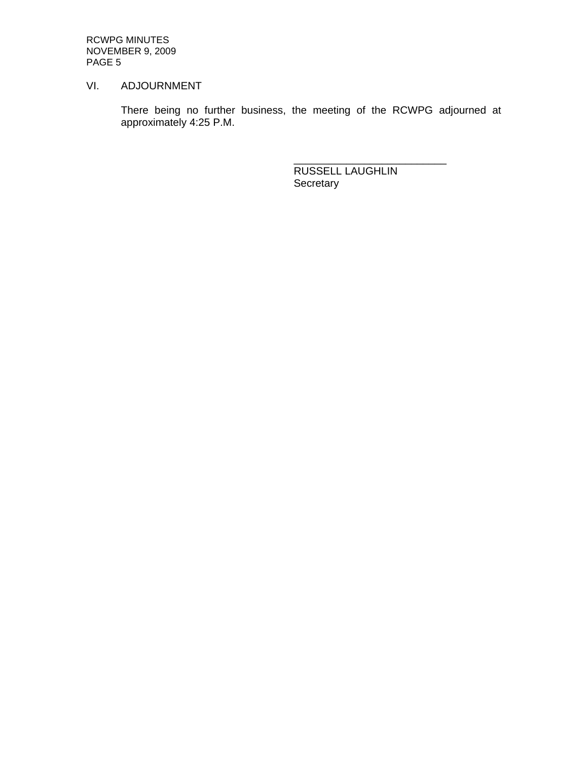## VI. ADJOURNMENT

There being no further business, the meeting of the RCWPG adjourned at approximately 4:25 P.M.

\_\_\_\_\_\_\_\_\_\_\_\_\_\_\_\_\_\_\_\_\_\_\_\_\_\_\_

RUSSELL LAUGHLIN
Secretary